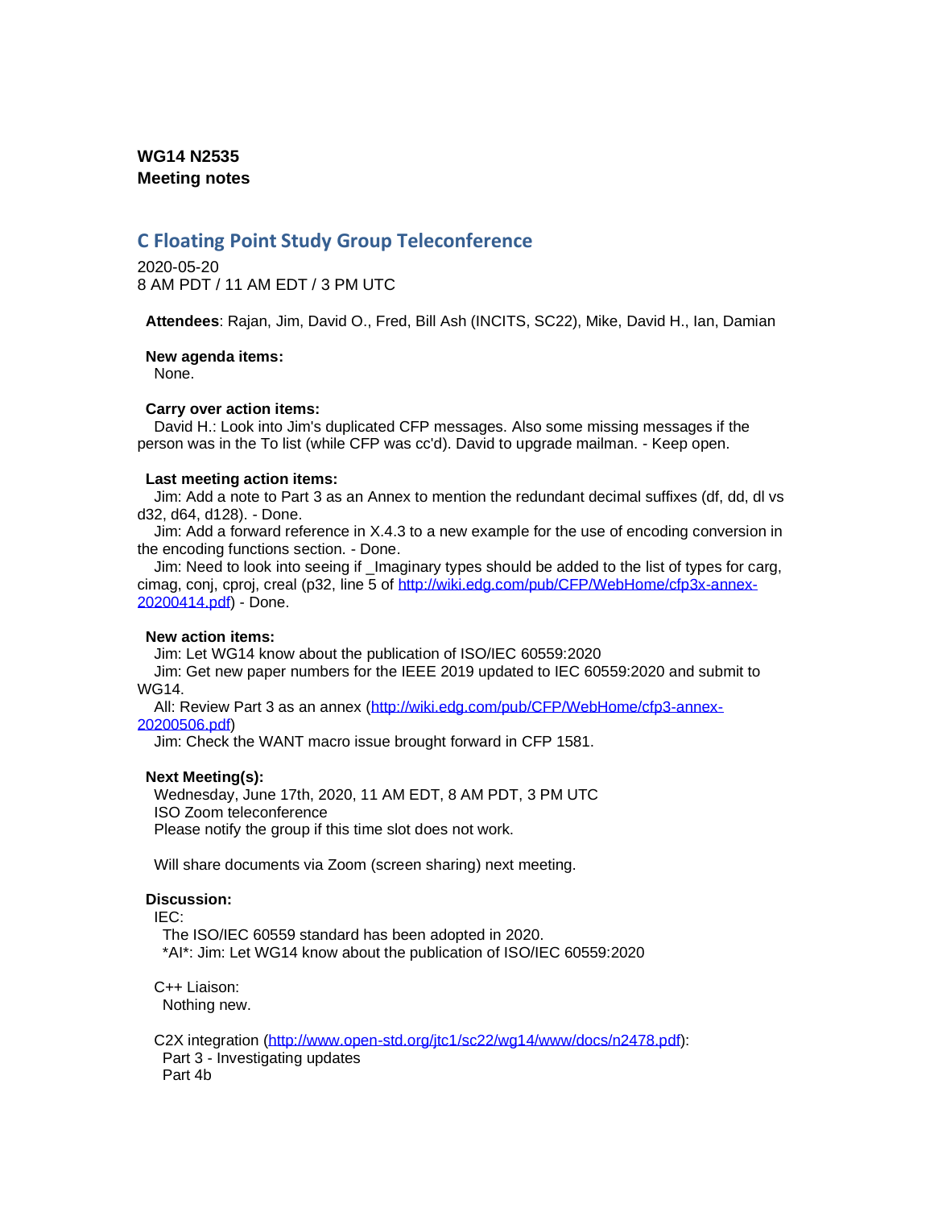**WG14 N2535**
**Meeting notes**

## C Floating Point Study Group Teleconference

2020-05-20
8 AM PDT / 11 AM EDT / 3 PM UTC

**Attendees**: Rajan, Jim, David O., Fred, Bill Ash (INCITS, SC22), Mike, David H., Ian, Damian

**New agenda items:**
None.

**Carry over action items:**
David H.: Look into Jim's duplicated CFP messages. Also some missing messages if the person was in the To list (while CFP was cc'd). David to upgrade mailman. - Keep open.

**Last meeting action items:**
Jim: Add a note to Part 3 as an Annex to mention the redundant decimal suffixes (df, dd, dl vs d32, d64, d128). - Done.
Jim: Add a forward reference in X.4.3 to a new example for the use of encoding conversion in the encoding functions section. - Done.
Jim: Need to look into seeing if _Imaginary types should be added to the list of types for carg, cimag, conj, cproj, creal (p32, line 5 of http://wiki.edg.com/pub/CFP/WebHome/cfp3x-annex-20200414.pdf) - Done.

**New action items:**
Jim: Let WG14 know about the publication of ISO/IEC 60559:2020
Jim: Get new paper numbers for the IEEE 2019 updated to IEC 60559:2020 and submit to WG14.
All: Review Part 3 as an annex (http://wiki.edg.com/pub/CFP/WebHome/cfp3-annex-20200506.pdf)
Jim: Check the WANT macro issue brought forward in CFP 1581.

**Next Meeting(s):**
Wednesday, June 17th, 2020, 11 AM EDT, 8 AM PDT, 3 PM UTC
ISO Zoom teleconference
Please notify the group if this time slot does not work.

Will share documents via Zoom (screen sharing) next meeting.

**Discussion:**
IEC:
The ISO/IEC 60559 standard has been adopted in 2020.
*AI*: Jim: Let WG14 know about the publication of ISO/IEC 60559:2020

C++ Liaison:
Nothing new.

C2X integration (http://www.open-std.org/jtc1/sc22/wg14/www/docs/n2478.pdf):
Part 3 - Investigating updates
Part 4b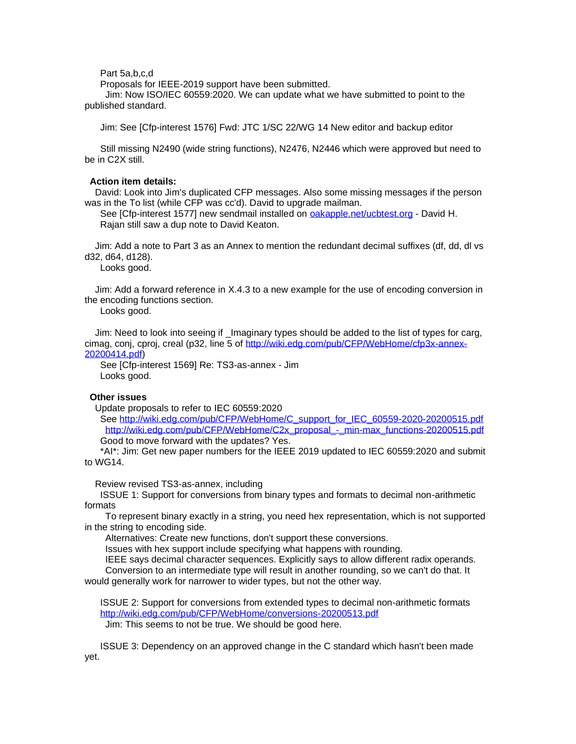Part 5a,b,c,d

Proposals for IEEE-2019 support have been submitted.

Jim: Now ISO/IEC 60559:2020. We can update what we have submitted to point to the published standard.

Jim: See [Cfp-interest 1576] Fwd: JTC 1/SC 22/WG 14 New editor and backup editor

Still missing N2490 (wide string functions), N2476, N2446 which were approved but need to be in C2X still.

**Action item details:**

David: Look into Jim's duplicated CFP messages. Also some missing messages if the person was in the To list (while CFP was cc'd). David to upgrade mailman.

See [Cfp-interest 1577] new sendmail installed on [oakapple.net/ucbtest.org](oakapple.net/ucbtest.org) - David H.

Rajan still saw a dup note to David Keaton.

Jim: Add a note to Part 3 as an Annex to mention the redundant decimal suffixes (df, dd, dl vs d32, d64, d128).

Looks good.

Jim: Add a forward reference in X.4.3 to a new example for the use of encoding conversion in the encoding functions section.

Looks good.

Jim: Need to look into seeing if _Imaginary types should be added to the list of types for carg, cimag, conj, cproj, creal (p32, line 5 of [http://wiki.edg.com/pub/CFP/WebHome/cfp3x-annex-20200414.pdf](http://wiki.edg.com/pub/CFP/WebHome/cfp3x-annex-20200414.pdf))

See [Cfp-interest 1569] Re: TS3-as-annex - Jim

Looks good.

**Other issues**

Update proposals to refer to IEC 60559:2020

See [http://wiki.edg.com/pub/CFP/WebHome/C_support_for_IEC_60559-2020-20200515.pdf](http://wiki.edg.com/pub/CFP/WebHome/C_support_for_IEC_60559-2020-20200515.pdf)

[http://wiki.edg.com/pub/CFP/WebHome/C2x_proposal_-_min-max_functions-20200515.pdf](http://wiki.edg.com/pub/CFP/WebHome/C2x_proposal_-_min-max_functions-20200515.pdf)

Good to move forward with the updates? Yes.

*AI*: Jim: Get new paper numbers for the IEEE 2019 updated to IEC 60559:2020 and submit to WG14.

Review revised TS3-as-annex, including

ISSUE 1: Support for conversions from binary types and formats to decimal non-arithmetic formats

To represent binary exactly in a string, you need hex representation, which is not supported in the string to encoding side.

Alternatives: Create new functions, don't support these conversions.

Issues with hex support include specifying what happens with rounding.

IEEE says decimal character sequences. Explicitly says to allow different radix operands.

Conversion to an intermediate type will result in another rounding, so we can't do that. It would generally work for narrower to wider types, but not the other way.

ISSUE 2: Support for conversions from extended types to decimal non-arithmetic formats

[http://wiki.edg.com/pub/CFP/WebHome/conversions-20200513.pdf](http://wiki.edg.com/pub/CFP/WebHome/conversions-20200513.pdf)

Jim: This seems to not be true. We should be good here.

ISSUE 3: Dependency on an approved change in the C standard which hasn't been made yet.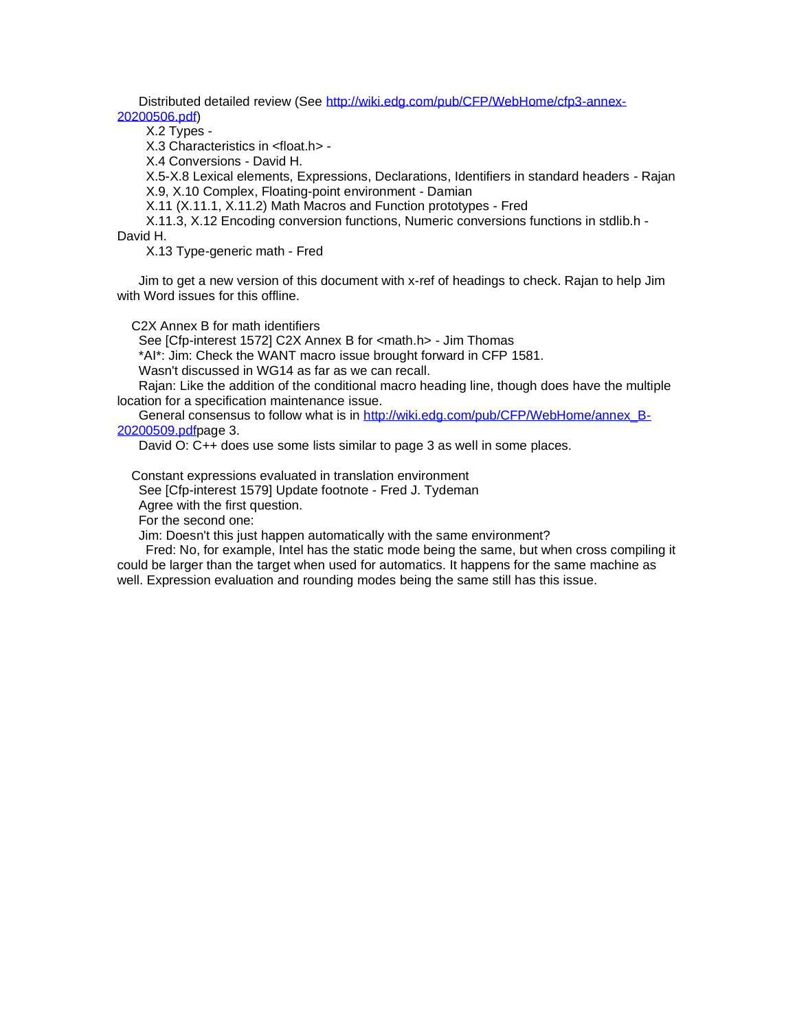Distributed detailed review (See [http://wiki.edg.com/pub/CFP/WebHome/cfp3-annex-20200506.pdf](http://wiki.edg.com/pub/CFP/WebHome/cfp3-annex-20200506.pdf))

X.2 Types -
X.3 Characteristics in <float.h> -
X.4 Conversions - David H.
X.5-X.8 Lexical elements, Expressions, Declarations, Identifiers in standard headers - Rajan
X.9, X.10 Complex, Floating-point environment - Damian
X.11 (X.11.1, X.11.2) Math Macros and Function prototypes - Fred
X.11.3, X.12 Encoding conversion functions, Numeric conversions functions in stdlib.h - David H.
X.13 Type-generic math - Fred

Jim to get a new version of this document with x-ref of headings to check. Rajan to help Jim with Word issues for this offline.

C2X Annex B for math identifiers
See [Cfp-interest 1572] C2X Annex B for <math.h> - Jim Thomas
*AI*: Jim: Check the WANT macro issue brought forward in CFP 1581.
Wasn't discussed in WG14 as far as we can recall.
Rajan: Like the addition of the conditional macro heading line, though does have the multiple location for a specification maintenance issue.
General consensus to follow what is in [http://wiki.edg.com/pub/CFP/WebHome/annex_B-20200509.pdf](http://wiki.edg.com/pub/CFP/WebHome/annex_B-20200509.pdf)page 3.
David O: C++ does use some lists similar to page 3 as well in some places.

Constant expressions evaluated in translation environment
See [Cfp-interest 1579] Update footnote - Fred J. Tydeman
Agree with the first question.
For the second one:
Jim: Doesn't this just happen automatically with the same environment?
Fred: No, for example, Intel has the static mode being the same, but when cross compiling it could be larger than the target when used for automatics. It happens for the same machine as well. Expression evaluation and rounding modes being the same still has this issue.